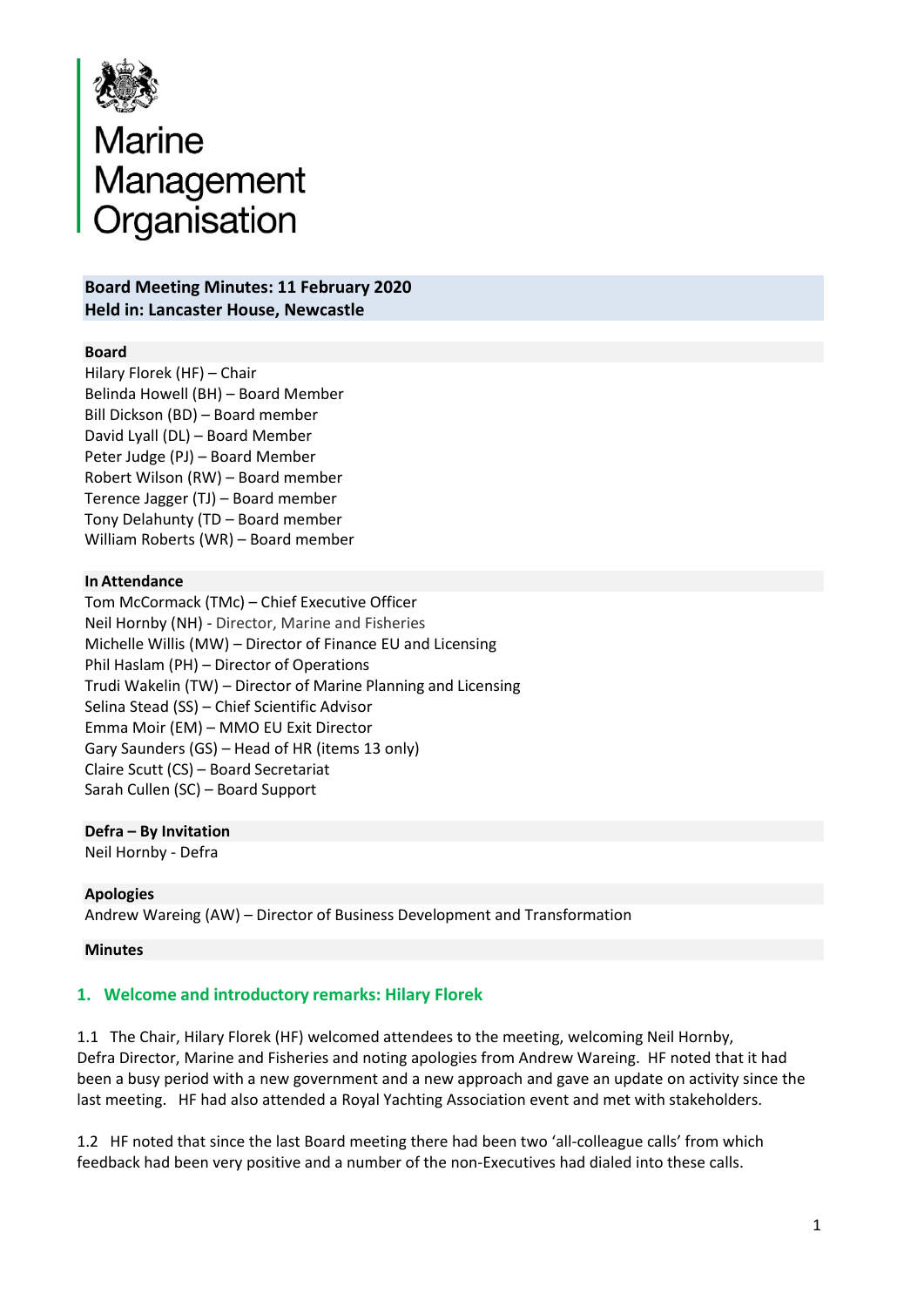# Marine Management Organisation

**Board Meeting Minutes: 11 February 2020**
**Held in: Lancaster House, Newcastle**

**Board**

Hilary Florek (HF) – Chair
Belinda Howell (BH) – Board Member
Bill Dickson (BD) – Board member
David Lyall (DL) – Board Member
Peter Judge (PJ) – Board Member
Robert Wilson (RW) – Board member
Terence Jagger (TJ) – Board member
Tony Delahunty (TD – Board member
William Roberts (WR) – Board member

**In Attendance**

Tom McCormack (TMc) – Chief Executive Officer
Neil Hornby (NH) - Director, Marine and Fisheries
Michelle Willis (MW) – Director of Finance EU and Licensing
Phil Haslam (PH) – Director of Operations
Trudi Wakelin (TW) – Director of Marine Planning and Licensing
Selina Stead (SS) – Chief Scientific Advisor
Emma Moir (EM) – MMO EU Exit Director
Gary Saunders (GS) – Head of HR (items 13 only)
Claire Scutt (CS) – Board Secretariat
Sarah Cullen (SC) – Board Support

**Defra – By Invitation**

Neil Hornby - Defra

**Apologies**

Andrew Wareing (AW) – Director of Business Development and Transformation

**Minutes**

## 1. Welcome and introductory remarks: Hilary Florek

1.1 The Chair, Hilary Florek (HF) welcomed attendees to the meeting, welcoming Neil Hornby, Defra Director, Marine and Fisheries and noting apologies from Andrew Wareing. HF noted that it had been a busy period with a new government and a new approach and gave an update on activity since the last meeting. HF had also attended a Royal Yachting Association event and met with stakeholders.

1.2 HF noted that since the last Board meeting there had been two 'all-colleague calls' from which feedback had been very positive and a number of the non-Executives had dialed into these calls.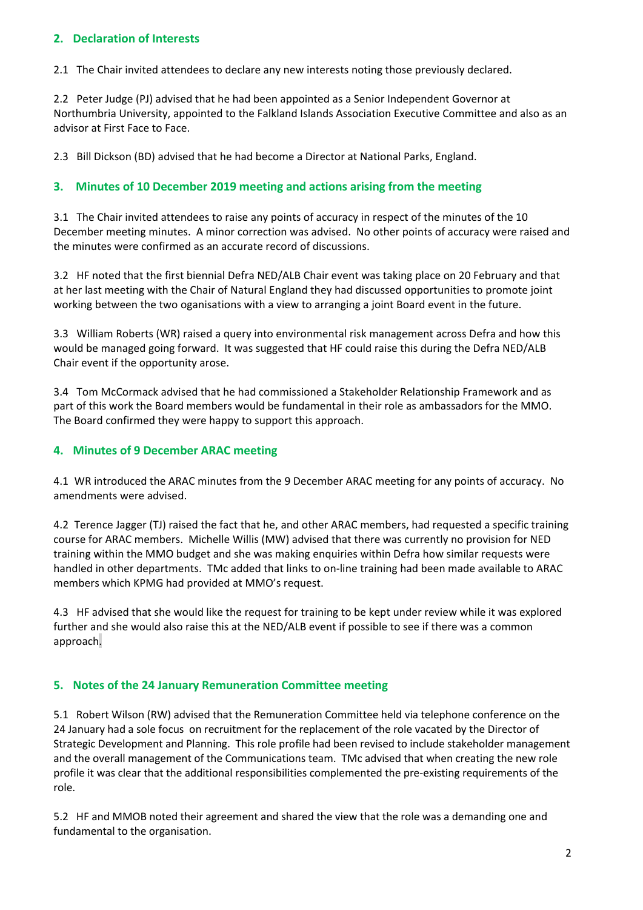## 2. Declaration of Interests

2.1 The Chair invited attendees to declare any new interests noting those previously declared.

2.2 Peter Judge (PJ) advised that he had been appointed as a Senior Independent Governor at Northumbria University, appointed to the Falkland Islands Association Executive Committee and also as an advisor at First Face to Face.

2.3 Bill Dickson (BD) advised that he had become a Director at National Parks, England.

## 3. Minutes of 10 December 2019 meeting and actions arising from the meeting

3.1 The Chair invited attendees to raise any points of accuracy in respect of the minutes of the 10 December meeting minutes. A minor correction was advised. No other points of accuracy were raised and the minutes were confirmed as an accurate record of discussions.

3.2 HF noted that the first biennial Defra NED/ALB Chair event was taking place on 20 February and that at her last meeting with the Chair of Natural England they had discussed opportunities to promote joint working between the two oganisations with a view to arranging a joint Board event in the future.

3.3 William Roberts (WR) raised a query into environmental risk management across Defra and how this would be managed going forward. It was suggested that HF could raise this during the Defra NED/ALB Chair event if the opportunity arose.

3.4 Tom McCormack advised that he had commissioned a Stakeholder Relationship Framework and as part of this work the Board members would be fundamental in their role as ambassadors for the MMO. The Board confirmed they were happy to support this approach.

## 4. Minutes of 9 December ARAC meeting

4.1 WR introduced the ARAC minutes from the 9 December ARAC meeting for any points of accuracy. No amendments were advised.

4.2 Terence Jagger (TJ) raised the fact that he, and other ARAC members, had requested a specific training course for ARAC members. Michelle Willis (MW) advised that there was currently no provision for NED training within the MMO budget and she was making enquiries within Defra how similar requests were handled in other departments. TMc added that links to on-line training had been made available to ARAC members which KPMG had provided at MMO's request.

4.3 HF advised that she would like the request for training to be kept under review while it was explored further and she would also raise this at the NED/ALB event if possible to see if there was a common approach.

## 5. Notes of the 24 January Remuneration Committee meeting

5.1 Robert Wilson (RW) advised that the Remuneration Committee held via telephone conference on the 24 January had a sole focus on recruitment for the replacement of the role vacated by the Director of Strategic Development and Planning. This role profile had been revised to include stakeholder management and the overall management of the Communications team. TMc advised that when creating the new role profile it was clear that the additional responsibilities complemented the pre-existing requirements of the role.

5.2 HF and MMOB noted their agreement and shared the view that the role was a demanding one and fundamental to the organisation.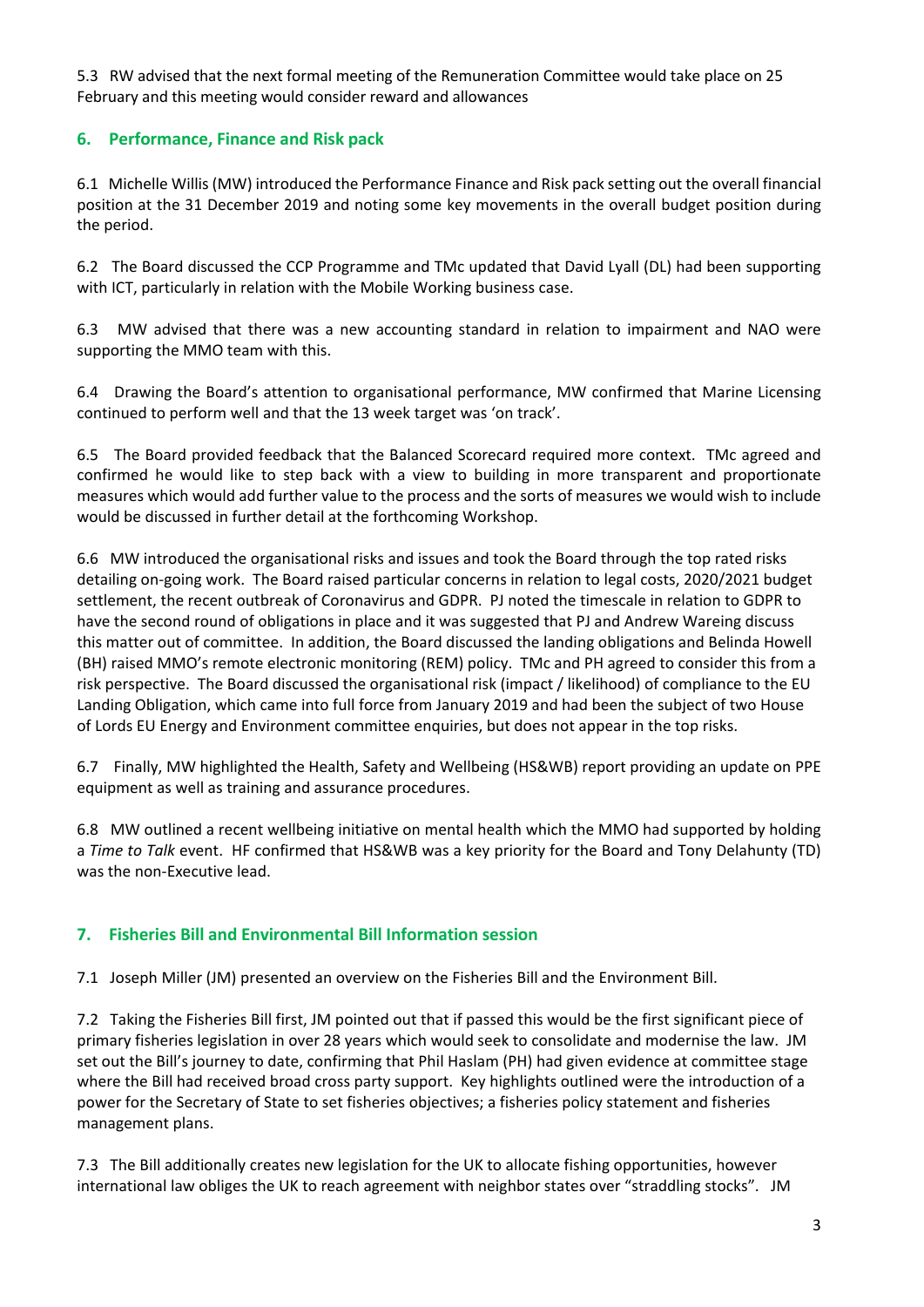5.3 RW advised that the next formal meeting of the Remuneration Committee would take place on 25 February and this meeting would consider reward and allowances

## 6. Performance, Finance and Risk pack

6.1 Michelle Willis (MW) introduced the Performance Finance and Risk pack setting out the overall financial position at the 31 December 2019 and noting some key movements in the overall budget position during the period.

6.2 The Board discussed the CCP Programme and TMc updated that David Lyall (DL) had been supporting with ICT, particularly in relation with the Mobile Working business case.

6.3 MW advised that there was a new accounting standard in relation to impairment and NAO were supporting the MMO team with this.

6.4 Drawing the Board's attention to organisational performance, MW confirmed that Marine Licensing continued to perform well and that the 13 week target was 'on track'.

6.5 The Board provided feedback that the Balanced Scorecard required more context. TMc agreed and confirmed he would like to step back with a view to building in more transparent and proportionate measures which would add further value to the process and the sorts of measures we would wish to include would be discussed in further detail at the forthcoming Workshop.

6.6 MW introduced the organisational risks and issues and took the Board through the top rated risks detailing on-going work. The Board raised particular concerns in relation to legal costs, 2020/2021 budget settlement, the recent outbreak of Coronavirus and GDPR. PJ noted the timescale in relation to GDPR to have the second round of obligations in place and it was suggested that PJ and Andrew Wareing discuss this matter out of committee. In addition, the Board discussed the landing obligations and Belinda Howell (BH) raised MMO's remote electronic monitoring (REM) policy. TMc and PH agreed to consider this from a risk perspective. The Board discussed the organisational risk (impact / likelihood) of compliance to the EU Landing Obligation, which came into full force from January 2019 and had been the subject of two House of Lords EU Energy and Environment committee enquiries, but does not appear in the top risks.

6.7 Finally, MW highlighted the Health, Safety and Wellbeing (HS&WB) report providing an update on PPE equipment as well as training and assurance procedures.

6.8 MW outlined a recent wellbeing initiative on mental health which the MMO had supported by holding a *Time to Talk* event. HF confirmed that HS&WB was a key priority for the Board and Tony Delahunty (TD) was the non-Executive lead.

## 7. Fisheries Bill and Environmental Bill Information session

7.1 Joseph Miller (JM) presented an overview on the Fisheries Bill and the Environment Bill.

7.2 Taking the Fisheries Bill first, JM pointed out that if passed this would be the first significant piece of primary fisheries legislation in over 28 years which would seek to consolidate and modernise the law. JM set out the Bill's journey to date, confirming that Phil Haslam (PH) had given evidence at committee stage where the Bill had received broad cross party support. Key highlights outlined were the introduction of a power for the Secretary of State to set fisheries objectives; a fisheries policy statement and fisheries management plans.

7.3 The Bill additionally creates new legislation for the UK to allocate fishing opportunities, however international law obliges the UK to reach agreement with neighbor states over "straddling stocks". JM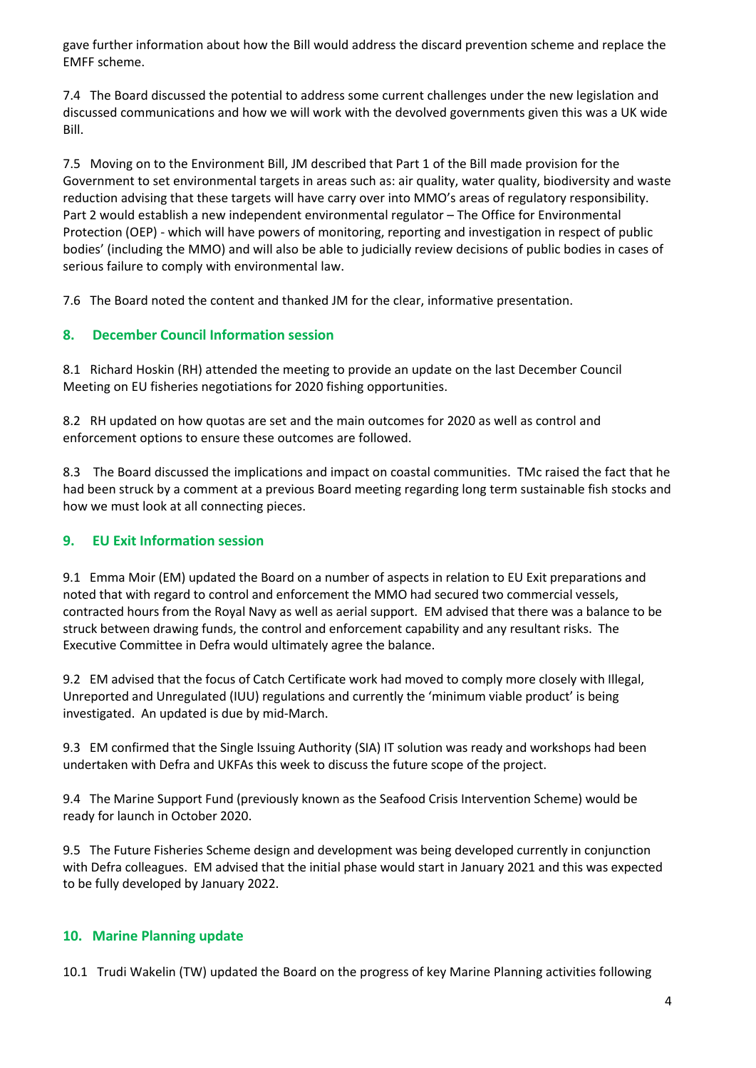gave further information about how the Bill would address the discard prevention scheme and replace the EMFF scheme.

7.4 The Board discussed the potential to address some current challenges under the new legislation and discussed communications and how we will work with the devolved governments given this was a UK wide Bill.

7.5 Moving on to the Environment Bill, JM described that Part 1 of the Bill made provision for the Government to set environmental targets in areas such as: air quality, water quality, biodiversity and waste reduction advising that these targets will have carry over into MMO's areas of regulatory responsibility. Part 2 would establish a new independent environmental regulator – The Office for Environmental Protection (OEP) - which will have powers of monitoring, reporting and investigation in respect of public bodies' (including the MMO) and will also be able to judicially review decisions of public bodies in cases of serious failure to comply with environmental law.

7.6 The Board noted the content and thanked JM for the clear, informative presentation.

## 8. December Council Information session

8.1 Richard Hoskin (RH) attended the meeting to provide an update on the last December Council Meeting on EU fisheries negotiations for 2020 fishing opportunities.

8.2 RH updated on how quotas are set and the main outcomes for 2020 as well as control and enforcement options to ensure these outcomes are followed.

8.3 The Board discussed the implications and impact on coastal communities. TMc raised the fact that he had been struck by a comment at a previous Board meeting regarding long term sustainable fish stocks and how we must look at all connecting pieces.

## 9. EU Exit Information session

9.1 Emma Moir (EM) updated the Board on a number of aspects in relation to EU Exit preparations and noted that with regard to control and enforcement the MMO had secured two commercial vessels, contracted hours from the Royal Navy as well as aerial support. EM advised that there was a balance to be struck between drawing funds, the control and enforcement capability and any resultant risks. The Executive Committee in Defra would ultimately agree the balance.

9.2 EM advised that the focus of Catch Certificate work had moved to comply more closely with Illegal, Unreported and Unregulated (IUU) regulations and currently the 'minimum viable product' is being investigated. An updated is due by mid-March.

9.3 EM confirmed that the Single Issuing Authority (SIA) IT solution was ready and workshops had been undertaken with Defra and UKFAs this week to discuss the future scope of the project.

9.4 The Marine Support Fund (previously known as the Seafood Crisis Intervention Scheme) would be ready for launch in October 2020.

9.5 The Future Fisheries Scheme design and development was being developed currently in conjunction with Defra colleagues. EM advised that the initial phase would start in January 2021 and this was expected to be fully developed by January 2022.

## 10. Marine Planning update

10.1 Trudi Wakelin (TW) updated the Board on the progress of key Marine Planning activities following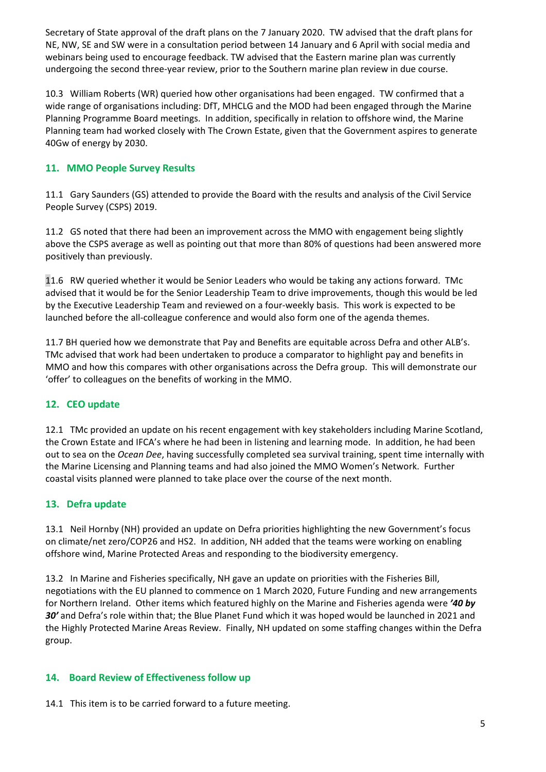Secretary of State approval of the draft plans on the 7 January 2020. TW advised that the draft plans for NE, NW, SE and SW were in a consultation period between 14 January and 6 April with social media and webinars being used to encourage feedback. TW advised that the Eastern marine plan was currently undergoing the second three-year review, prior to the Southern marine plan review in due course.

10.3 William Roberts (WR) queried how other organisations had been engaged. TW confirmed that a wide range of organisations including: DfT, MHCLG and the MOD had been engaged through the Marine Planning Programme Board meetings. In addition, specifically in relation to offshore wind, the Marine Planning team had worked closely with The Crown Estate, given that the Government aspires to generate 40Gw of energy by 2030.

## 11. MMO People Survey Results

11.1 Gary Saunders (GS) attended to provide the Board with the results and analysis of the Civil Service People Survey (CSPS) 2019.

11.2 GS noted that there had been an improvement across the MMO with engagement being slightly above the CSPS average as well as pointing out that more than 80% of questions had been answered more positively than previously.

11.6 RW queried whether it would be Senior Leaders who would be taking any actions forward. TMc advised that it would be for the Senior Leadership Team to drive improvements, though this would be led by the Executive Leadership Team and reviewed on a four-weekly basis. This work is expected to be launched before the all-colleague conference and would also form one of the agenda themes.

11.7 BH queried how we demonstrate that Pay and Benefits are equitable across Defra and other ALB's. TMc advised that work had been undertaken to produce a comparator to highlight pay and benefits in MMO and how this compares with other organisations across the Defra group. This will demonstrate our 'offer' to colleagues on the benefits of working in the MMO.

## 12. CEO update

12.1 TMc provided an update on his recent engagement with key stakeholders including Marine Scotland, the Crown Estate and IFCA's where he had been in listening and learning mode. In addition, he had been out to sea on the *Ocean Dee*, having successfully completed sea survival training, spent time internally with the Marine Licensing and Planning teams and had also joined the MMO Women's Network. Further coastal visits planned were planned to take place over the course of the next month.

## 13. Defra update

13.1 Neil Hornby (NH) provided an update on Defra priorities highlighting the new Government's focus on climate/net zero/COP26 and HS2. In addition, NH added that the teams were working on enabling offshore wind, Marine Protected Areas and responding to the biodiversity emergency.

13.2 In Marine and Fisheries specifically, NH gave an update on priorities with the Fisheries Bill, negotiations with the EU planned to commence on 1 March 2020, Future Funding and new arrangements for Northern Ireland. Other items which featured highly on the Marine and Fisheries agenda were ***'40 by 30'*** and Defra's role within that; the Blue Planet Fund which it was hoped would be launched in 2021 and the Highly Protected Marine Areas Review. Finally, NH updated on some staffing changes within the Defra group.

## 14. Board Review of Effectiveness follow up

14.1 This item is to be carried forward to a future meeting.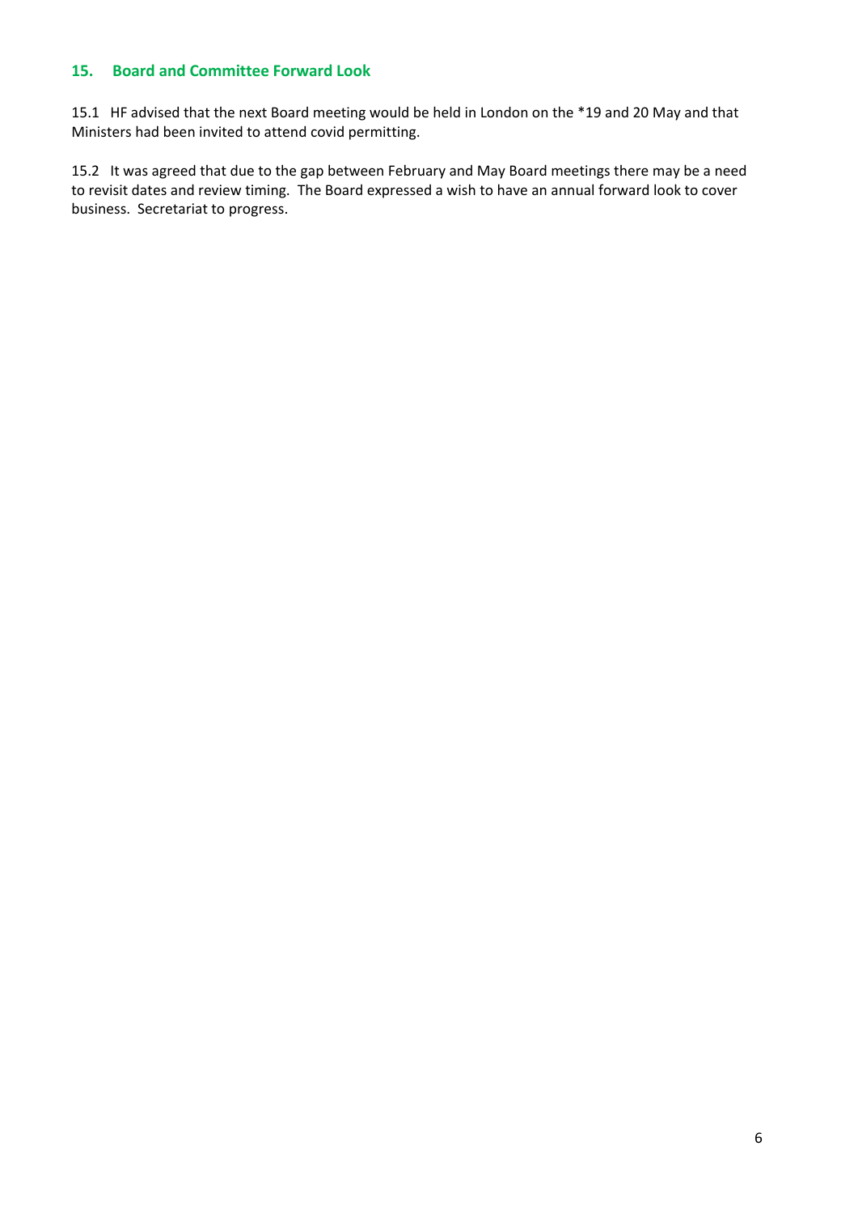## 15. Board and Committee Forward Look

15.1 HF advised that the next Board meeting would be held in London on the *19 and 20 May and that Ministers had been invited to attend covid permitting.

15.2 It was agreed that due to the gap between February and May Board meetings there may be a need to revisit dates and review timing. The Board expressed a wish to have an annual forward look to cover business. Secretariat to progress.